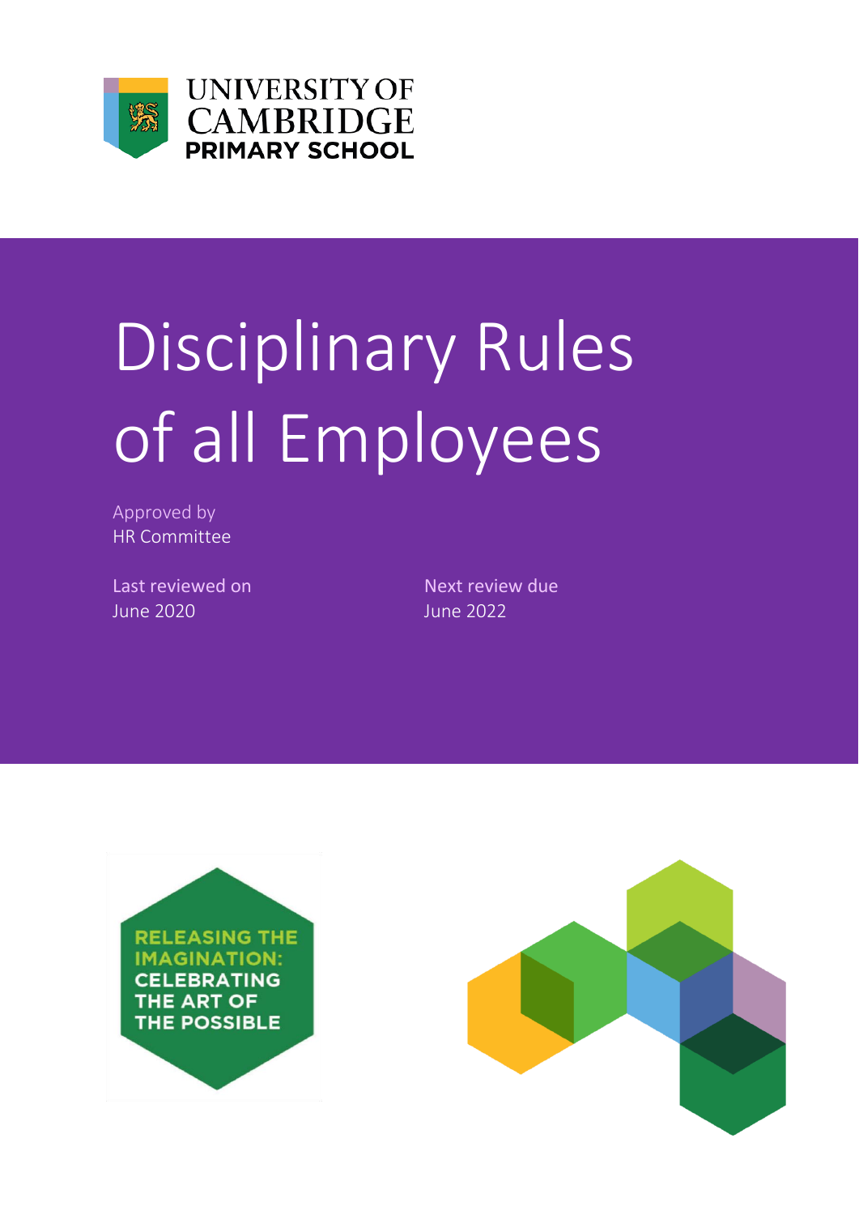UNIVERSITY OF CAMBRIDGE PRIMARY SCHOOL

# Disciplinary Rules of all Employees

Approved by
HR Committee

Last reviewed on
June 2020

Next review due
June 2022

RELEASING THE IMAGINATION: CELEBRATING THE ART OF THE POSSIBLE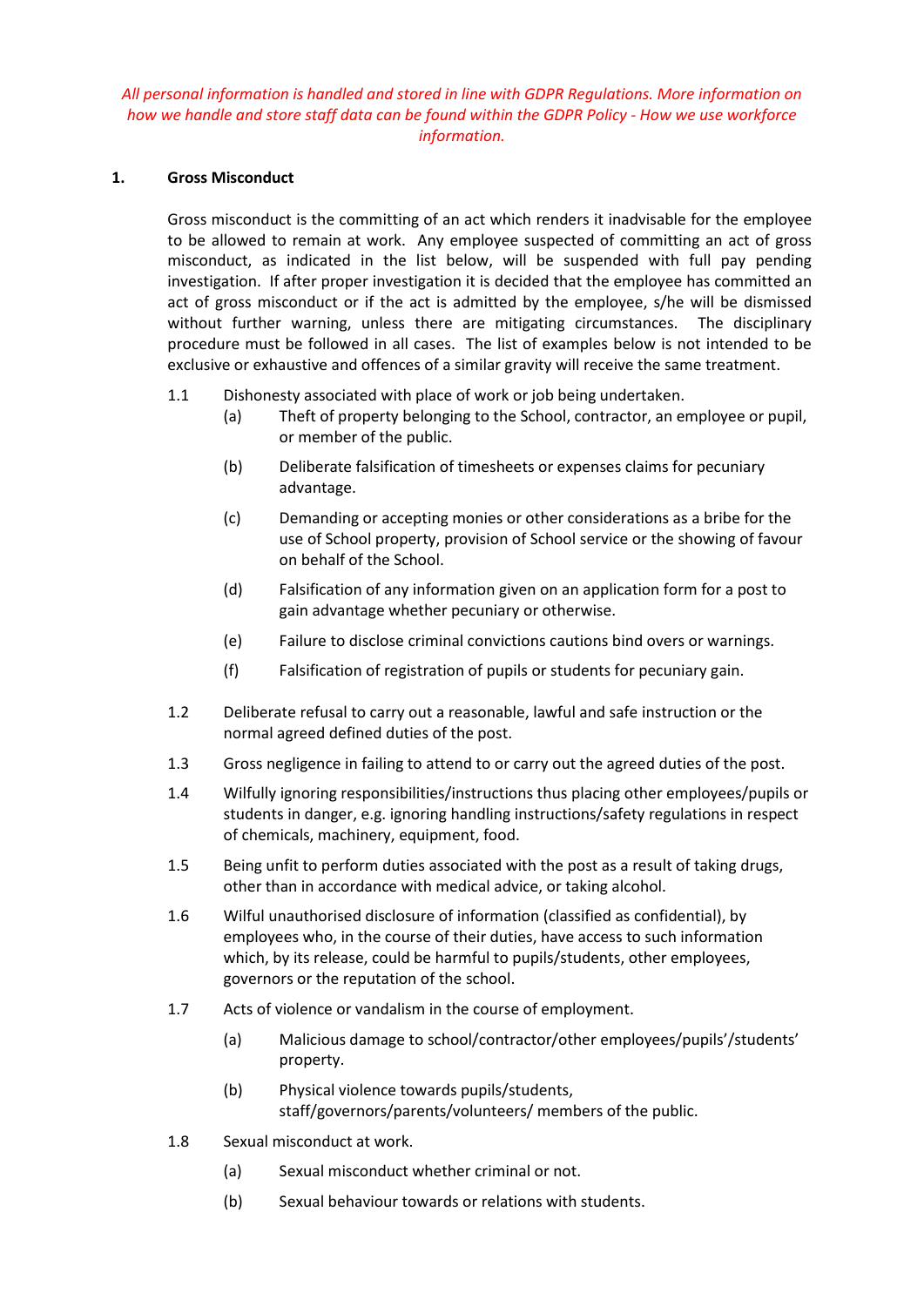*All personal information is handled and stored in line with GDPR Regulations. More information on how we handle and store staff data can be found within the GDPR Policy - How we use workforce information.*

## 1. Gross Misconduct

Gross misconduct is the committing of an act which renders it inadvisable for the employee to be allowed to remain at work. Any employee suspected of committing an act of gross misconduct, as indicated in the list below, will be suspended with full pay pending investigation. If after proper investigation it is decided that the employee has committed an act of gross misconduct or if the act is admitted by the employee, s/he will be dismissed without further warning, unless there are mitigating circumstances. The disciplinary procedure must be followed in all cases. The list of examples below is not intended to be exclusive or exhaustive and offences of a similar gravity will receive the same treatment.

1.1 Dishonesty associated with place of work or job being undertaken.

- (a) Theft of property belonging to the School, contractor, an employee or pupil, or member of the public.
- (b) Deliberate falsification of timesheets or expenses claims for pecuniary advantage.
- (c) Demanding or accepting monies or other considerations as a bribe for the use of School property, provision of School service or the showing of favour on behalf of the School.
- (d) Falsification of any information given on an application form for a post to gain advantage whether pecuniary or otherwise.
- (e) Failure to disclose criminal convictions cautions bind overs or warnings.
- (f) Falsification of registration of pupils or students for pecuniary gain.

1.2 Deliberate refusal to carry out a reasonable, lawful and safe instruction or the normal agreed defined duties of the post.

1.3 Gross negligence in failing to attend to or carry out the agreed duties of the post.

1.4 Wilfully ignoring responsibilities/instructions thus placing other employees/pupils or students in danger, e.g. ignoring handling instructions/safety regulations in respect of chemicals, machinery, equipment, food.

1.5 Being unfit to perform duties associated with the post as a result of taking drugs, other than in accordance with medical advice, or taking alcohol.

1.6 Wilful unauthorised disclosure of information (classified as confidential), by employees who, in the course of their duties, have access to such information which, by its release, could be harmful to pupils/students, other employees, governors or the reputation of the school.

1.7 Acts of violence or vandalism in the course of employment.

- (a) Malicious damage to school/contractor/other employees/pupils'/students' property.
- (b) Physical violence towards pupils/students, staff/governors/parents/volunteers/ members of the public.

1.8 Sexual misconduct at work.

- (a) Sexual misconduct whether criminal or not.
- (b) Sexual behaviour towards or relations with students.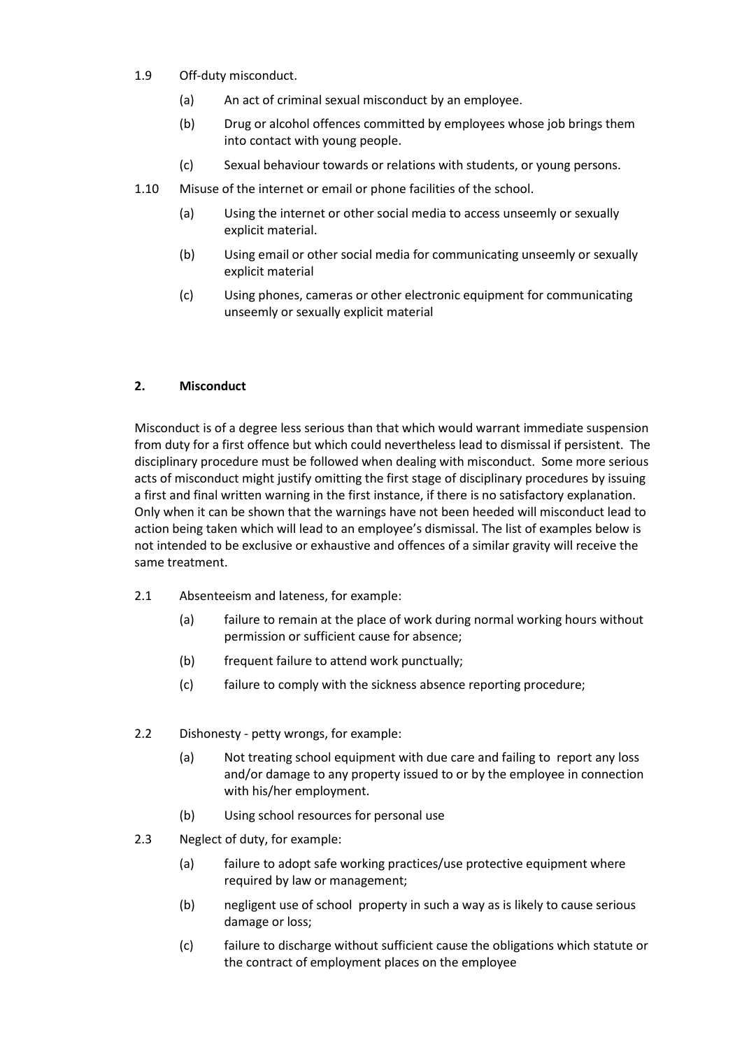1.9 Off-duty misconduct.

(a) An act of criminal sexual misconduct by an employee.

(b) Drug or alcohol offences committed by employees whose job brings them into contact with young people.

(c) Sexual behaviour towards or relations with students, or young persons.

1.10 Misuse of the internet or email or phone facilities of the school.

(a) Using the internet or other social media to access unseemly or sexually explicit material.

(b) Using email or other social media for communicating unseemly or sexually explicit material

(c) Using phones, cameras or other electronic equipment for communicating unseemly or sexually explicit material

## 2. Misconduct

Misconduct is of a degree less serious than that which would warrant immediate suspension from duty for a first offence but which could nevertheless lead to dismissal if persistent. The disciplinary procedure must be followed when dealing with misconduct. Some more serious acts of misconduct might justify omitting the first stage of disciplinary procedures by issuing a first and final written warning in the first instance, if there is no satisfactory explanation. Only when it can be shown that the warnings have not been heeded will misconduct lead to action being taken which will lead to an employee's dismissal. The list of examples below is not intended to be exclusive or exhaustive and offences of a similar gravity will receive the same treatment.

2.1 Absenteeism and lateness, for example:

(a) failure to remain at the place of work during normal working hours without permission or sufficient cause for absence;

(b) frequent failure to attend work punctually;

(c) failure to comply with the sickness absence reporting procedure;

2.2 Dishonesty - petty wrongs, for example:

(a) Not treating school equipment with due care and failing to report any loss and/or damage to any property issued to or by the employee in connection with his/her employment.

(b) Using school resources for personal use

2.3 Neglect of duty, for example:

(a) failure to adopt safe working practices/use protective equipment where required by law or management;

(b) negligent use of school property in such a way as is likely to cause serious damage or loss;

(c) failure to discharge without sufficient cause the obligations which statute or the contract of employment places on the employee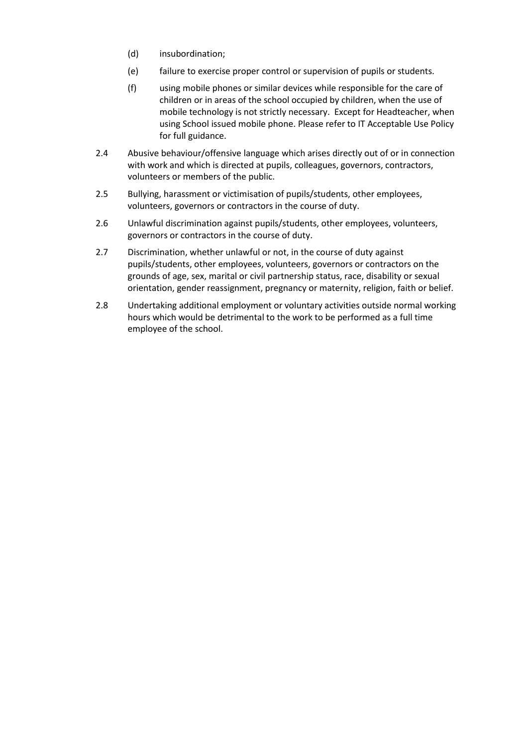(d) insubordination;

(e) failure to exercise proper control or supervision of pupils or students.

(f) using mobile phones or similar devices while responsible for the care of children or in areas of the school occupied by children, when the use of mobile technology is not strictly necessary. Except for Headteacher, when using School issued mobile phone. Please refer to IT Acceptable Use Policy for full guidance.

2.4 Abusive behaviour/offensive language which arises directly out of or in connection with work and which is directed at pupils, colleagues, governors, contractors, volunteers or members of the public.

2.5 Bullying, harassment or victimisation of pupils/students, other employees, volunteers, governors or contractors in the course of duty.

2.6 Unlawful discrimination against pupils/students, other employees, volunteers, governors or contractors in the course of duty.

2.7 Discrimination, whether unlawful or not, in the course of duty against pupils/students, other employees, volunteers, governors or contractors on the grounds of age, sex, marital or civil partnership status, race, disability or sexual orientation, gender reassignment, pregnancy or maternity, religion, faith or belief.

2.8 Undertaking additional employment or voluntary activities outside normal working hours which would be detrimental to the work to be performed as a full time employee of the school.